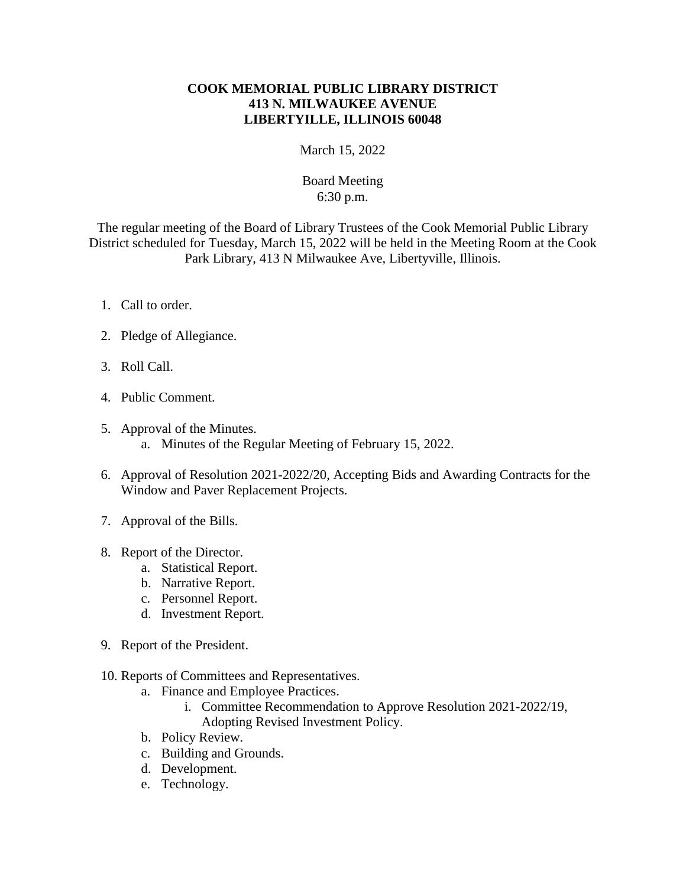**COOK MEMORIAL PUBLIC LIBRARY DISTRICT**
**413 N. MILWAUKEE AVENUE**
**LIBERTYILLE, ILLINOIS 60048**

March 15, 2022

Board Meeting
6:30 p.m.

The regular meeting of the Board of Library Trustees of the Cook Memorial Public Library District scheduled for Tuesday, March 15, 2022 will be held in the Meeting Room at the Cook Park Library, 413 N Milwaukee Ave, Libertyville, Illinois.

1. Call to order.
2. Pledge of Allegiance.
3. Roll Call.
4. Public Comment.
5. Approval of the Minutes.
   a. Minutes of the Regular Meeting of February 15, 2022.
6. Approval of Resolution 2021-2022/20, Accepting Bids and Awarding Contracts for the Window and Paver Replacement Projects.
7. Approval of the Bills.
8. Report of the Director.
   a. Statistical Report.
   b. Narrative Report.
   c. Personnel Report.
   d. Investment Report.
9. Report of the President.
10. Reports of Committees and Representatives.
    a. Finance and Employee Practices.
       i. Committee Recommendation to Approve Resolution 2021-2022/19, Adopting Revised Investment Policy.
    b. Policy Review.
    c. Building and Grounds.
    d. Development.
    e. Technology.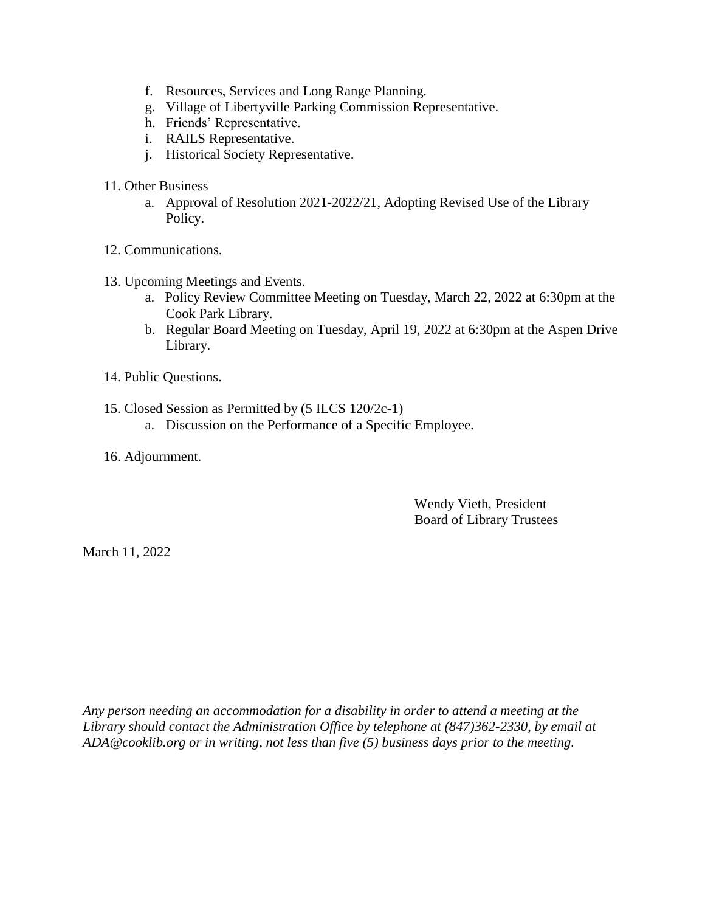f. Resources, Services and Long Range Planning.
g. Village of Libertyville Parking Commission Representative.
h. Friends' Representative.
i. RAILS Representative.
j. Historical Society Representative.

11. Other Business
    a. Approval of Resolution 2021-2022/21, Adopting Revised Use of the Library Policy.

12. Communications.

13. Upcoming Meetings and Events.
    a. Policy Review Committee Meeting on Tuesday, March 22, 2022 at 6:30pm at the Cook Park Library.
    b. Regular Board Meeting on Tuesday, April 19, 2022 at 6:30pm at the Aspen Drive Library.

14. Public Questions.

15. Closed Session as Permitted by (5 ILCS 120/2c-1)
    a. Discussion on the Performance of a Specific Employee.

16. Adjournment.

Wendy Vieth, President
Board of Library Trustees

March 11, 2022

*Any person needing an accommodation for a disability in order to attend a meeting at the Library should contact the Administration Office by telephone at (847)362-2330, by email at ADA@cooklib.org or in writing, not less than five (5) business days prior to the meeting.*